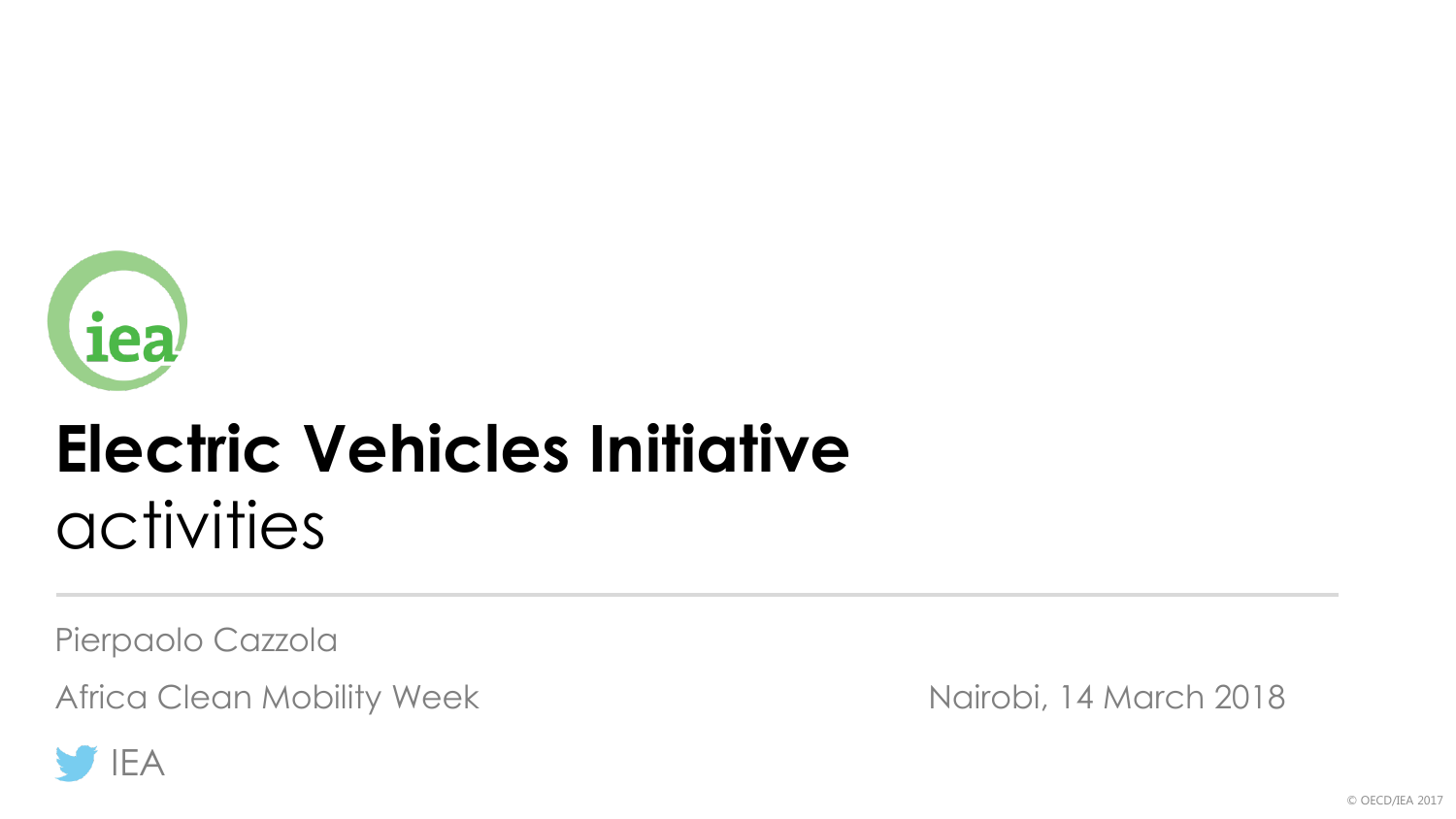# **Electric Vehicles Initiative** activities

Pierpaolo Cazzola

Africa Clean Mobility Week

Nairobi, 14 March 2018

IEA

© OECD/IEA 2017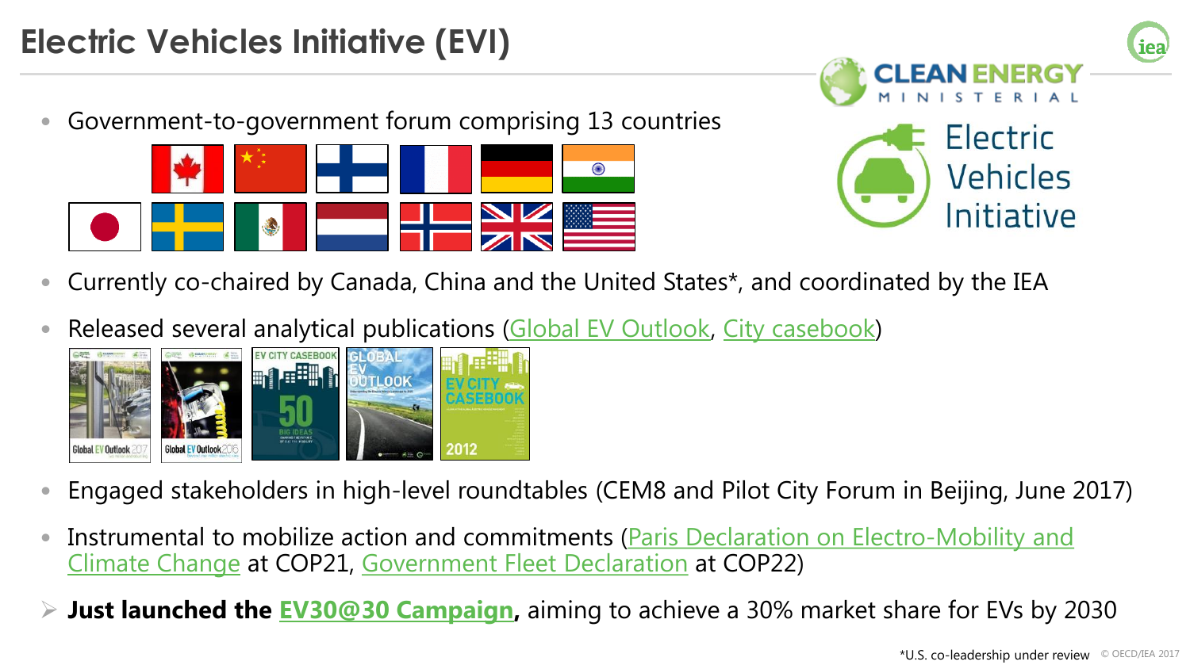# Electric Vehicles Initiative (EVI)

CLEAN ENERGY MINISTERIAL

Electric Vehicles Initiative

- Government-to-government forum comprising 13 countries
- Currently co-chaired by Canada, China and the United States*, and coordinated by the IEA
- Released several analytical publications (Global EV Outlook, City casebook)
- Engaged stakeholders in high-level roundtables (CEM8 and Pilot City Forum in Beijing, June 2017)
- Instrumental to mobilize action and commitments (Paris Declaration on Electro-Mobility and Climate Change at COP21, Government Fleet Declaration at COP22)
- **Just launched the EV30@30 Campaign,** aiming to achieve a 30% market share for EVs by 2030

*U.S. co-leadership under review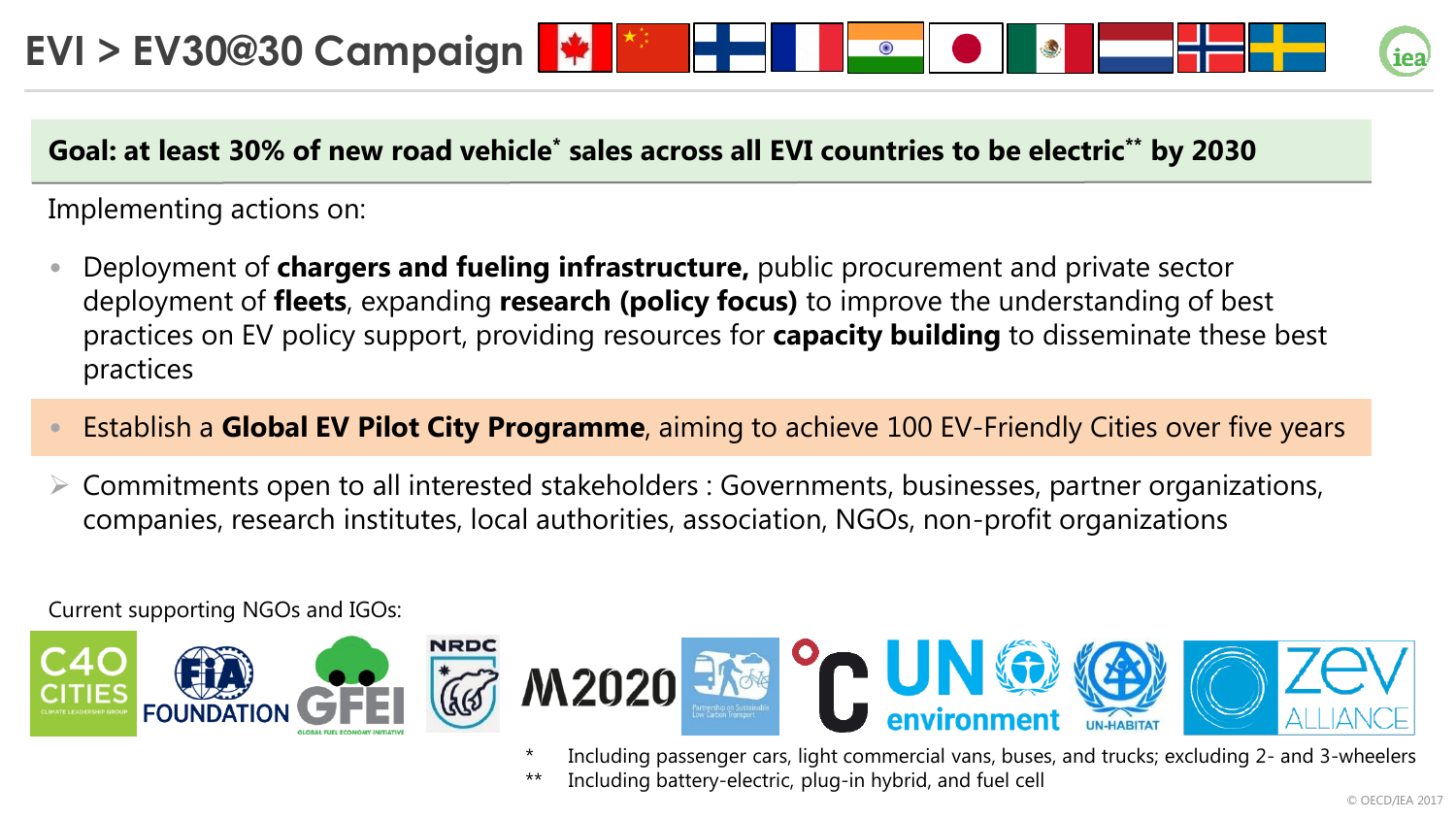# EVI > EV30@30 Campaign

**Goal: at least 30% of new road vehicle* sales across all EVI countries to be electric** by 2030**

Implementing actions on:

- Deployment of **chargers and fueling infrastructure,** public procurement and private sector deployment of **fleets**, expanding **research (policy focus)** to improve the understanding of best practices on EV policy support, providing resources for **capacity building** to disseminate these best practices
- Establish a **Global EV Pilot City Programme**, aiming to achieve 100 EV-Friendly Cities over five years

➢ Commitments open to all interested stakeholders : Governments, businesses, partner organizations, companies, research institutes, local authorities, association, NGOs, non-profit organizations

Current supporting NGOs and IGOs:

C40 CITIES, FIA FOUNDATION, GFEI, NRDC, M2020, Partnership on Sustainable Low Carbon Transport, C, UN environment, UN-HABITAT, ZEV ALLIANCE

\* Including passenger cars, light commercial vans, buses, and trucks; excluding 2- and 3-wheelers

\*\* Including battery-electric, plug-in hybrid, and fuel cell

© OECD/IEA 2017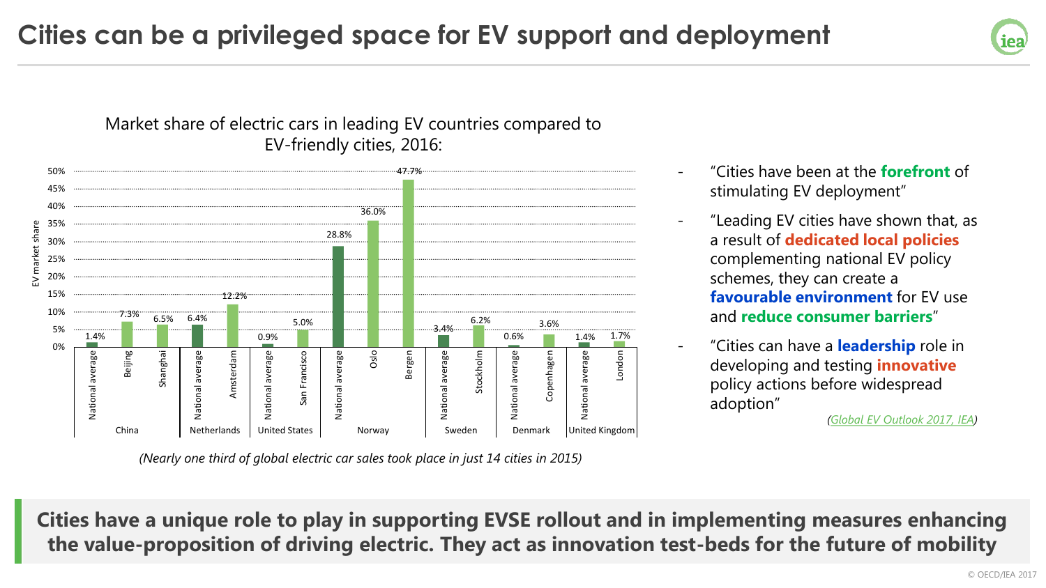# Cities can be a privileged space for EV support and deployment

Market share of electric cars in leading EV countries compared to EV-friendly cities, 2016:

EV market share

50%
45%
40%
35%
30%
25%
20%
15%
10%
5%
0%

China: National average 1.4%, Beijing 7.3%, Shanghai 6.5%

Netherlands: National average 6.4%, Amsterdam 12.2%

United States: National average 0.9%, San Francisco 5.0%

Norway: National average 28.8%, Oslo 36.0%, Bergen 47.7%

Sweden: National average 3.4%, Stockholm 6.2%

Denmark: National average 0.6%, Copenhagen 3.6%

United Kingdom: National average 1.4%, London 1.7%

*(Nearly one third of global electric car sales took place in just 14 cities in 2015)*

- "Cities have been at the **forefront** of stimulating EV deployment"
- "Leading EV cities have shown that, as a result of **dedicated local policies** complementing national EV policy schemes, they can create a **favourable environment** for EV use and **reduce consumer barriers**"
- "Cities can have a **leadership** role in developing and testing **innovative** policy actions before widespread adoption"

*(Global EV Outlook 2017, IEA)*

**Cities have a unique role to play in supporting EVSE rollout and in implementing measures enhancing the value-proposition of driving electric. They act as innovation test-beds for the future of mobility**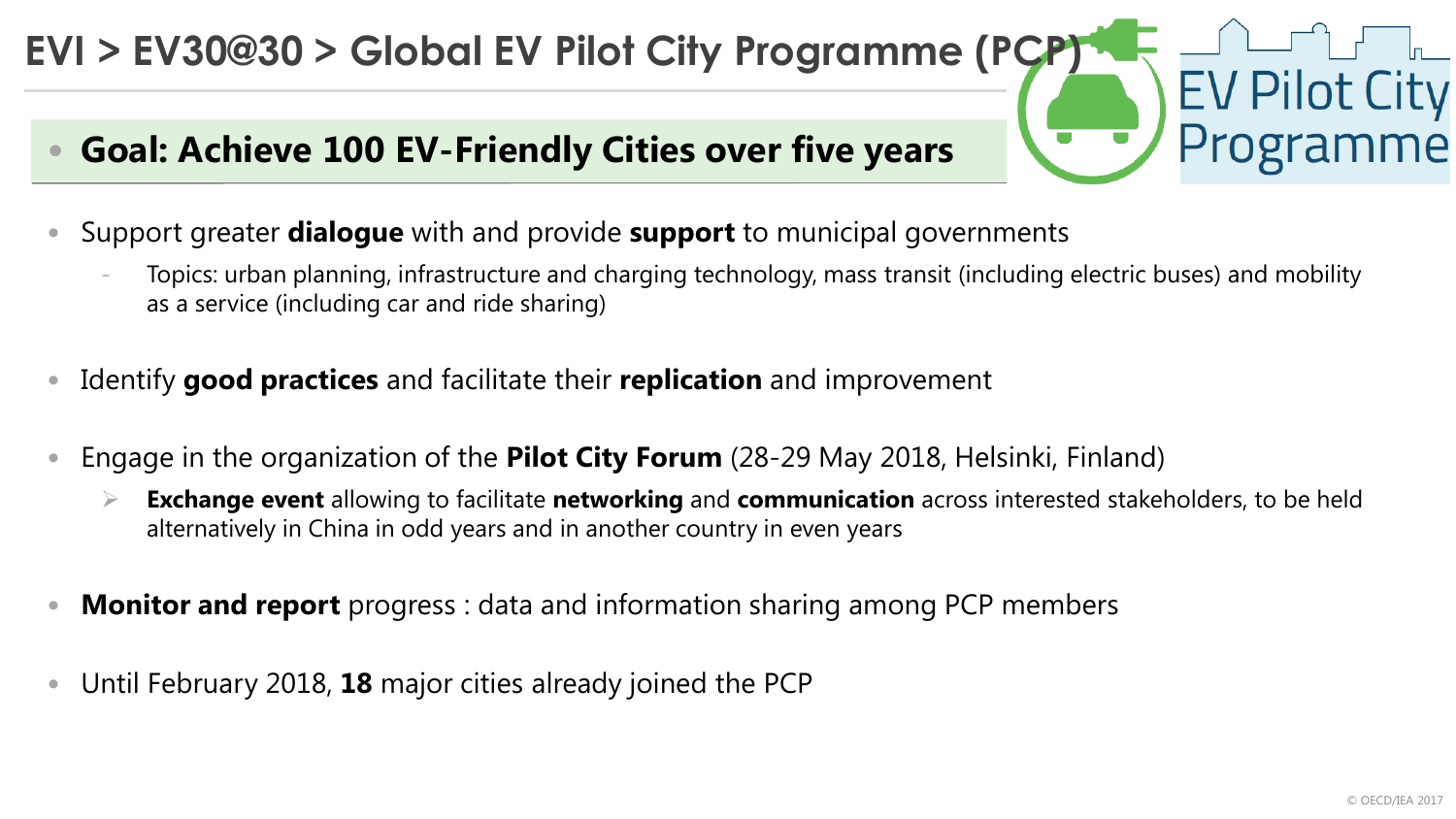# EVI > EV30@30 > Global EV Pilot City Programme (PCP)

EV Pilot City Programme

## Goal: Achieve 100 EV-Friendly Cities over five years

- Support greater **dialogue** with and provide **support** to municipal governments
  - Topics: urban planning, infrastructure and charging technology, mass transit (including electric buses) and mobility as a service (including car and ride sharing)
- Identify **good practices** and facilitate their **replication** and improvement
- Engage in the organization of the **Pilot City Forum** (28-29 May 2018, Helsinki, Finland)
  - **Exchange event** allowing to facilitate **networking** and **communication** across interested stakeholders, to be held alternatively in China in odd years and in another country in even years
- **Monitor and report** progress : data and information sharing among PCP members
- Until February 2018, **18** major cities already joined the PCP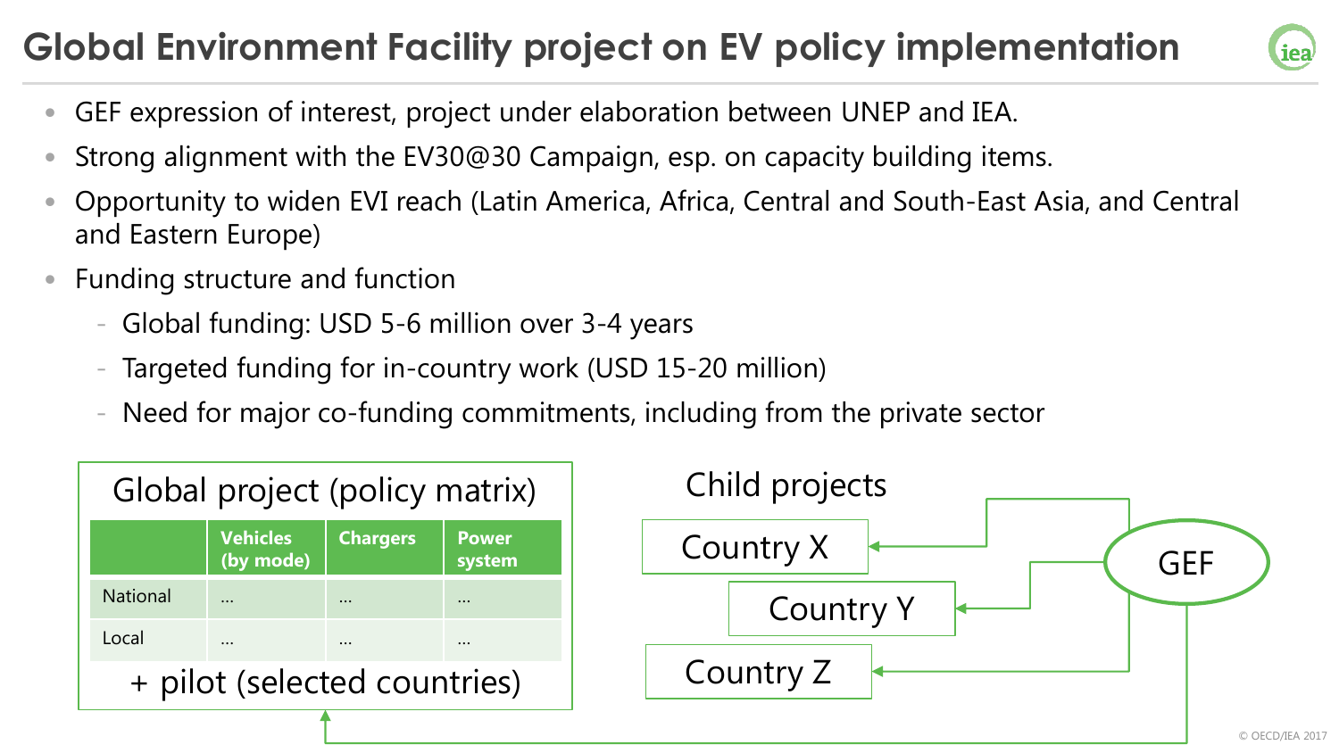# Global Environment Facility project on EV policy implementation

- GEF expression of interest, project under elaboration between UNEP and IEA.
- Strong alignment with the EV30@30 Campaign, esp. on capacity building items.
- Opportunity to widen EVI reach (Latin America, Africa, Central and South-East Asia, and Central and Eastern Europe)
- Funding structure and function
  - Global funding: USD 5-6 million over 3-4 years
  - Targeted funding for in-country work (USD 15-20 million)
  - Need for major co-funding commitments, including from the private sector

**Global project (policy matrix)**

| | Vehicles (by mode) | Chargers | Power system |
|---|---|---|---|
| National | … | … | … |
| Local | … | … | … |

\+ pilot (selected countries)

Child projects

Country X

Country Y

Country Z

GEF